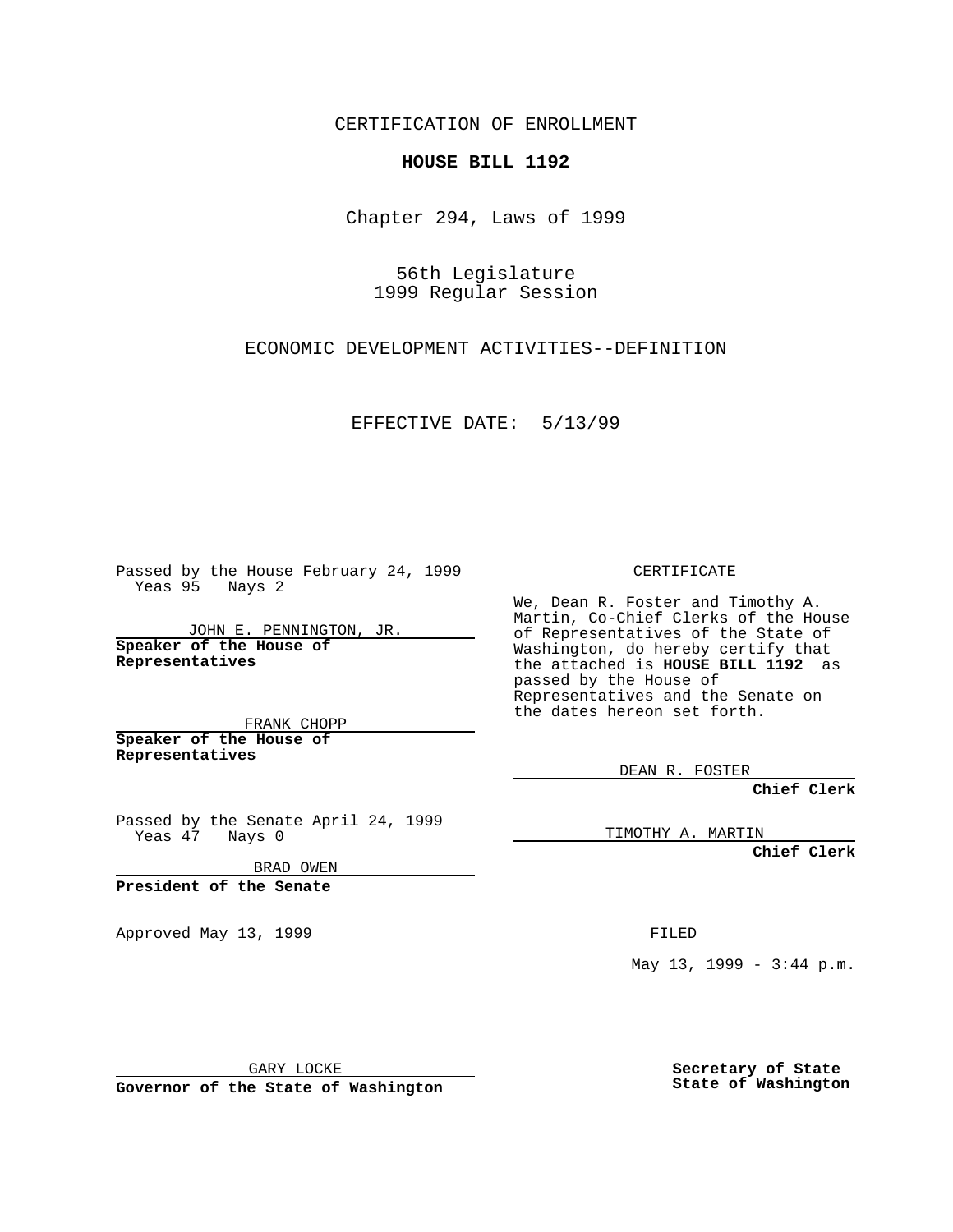CERTIFICATION OF ENROLLMENT

**HOUSE BILL 1192**

Chapter 294, Laws of 1999

56th Legislature
1999 Regular Session

ECONOMIC DEVELOPMENT ACTIVITIES--DEFINITION

EFFECTIVE DATE: 5/13/99

Passed by the House February 24, 1999
Yeas 95 Nays 2

JOHN E. PENNINGTON, JR.
**Speaker of the House of Representatives**

FRANK CHOPP
**Speaker of the House of Representatives**

Passed by the Senate April 24, 1999
Yeas 47 Nays 0

BRAD OWEN
**President of the Senate**

Approved May 13, 1999

GARY LOCKE
**Governor of the State of Washington**

CERTIFICATE

We, Dean R. Foster and Timothy A. Martin, Co-Chief Clerks of the House of Representatives of the State of Washington, do hereby certify that the attached is **HOUSE BILL 1192** as passed by the House of Representatives and the Senate on the dates hereon set forth.

DEAN R. FOSTER
**Chief Clerk**

TIMOTHY A. MARTIN
**Chief Clerk**

FILED

May 13, 1999 - 3:44 p.m.

**Secretary of State**
**State of Washington**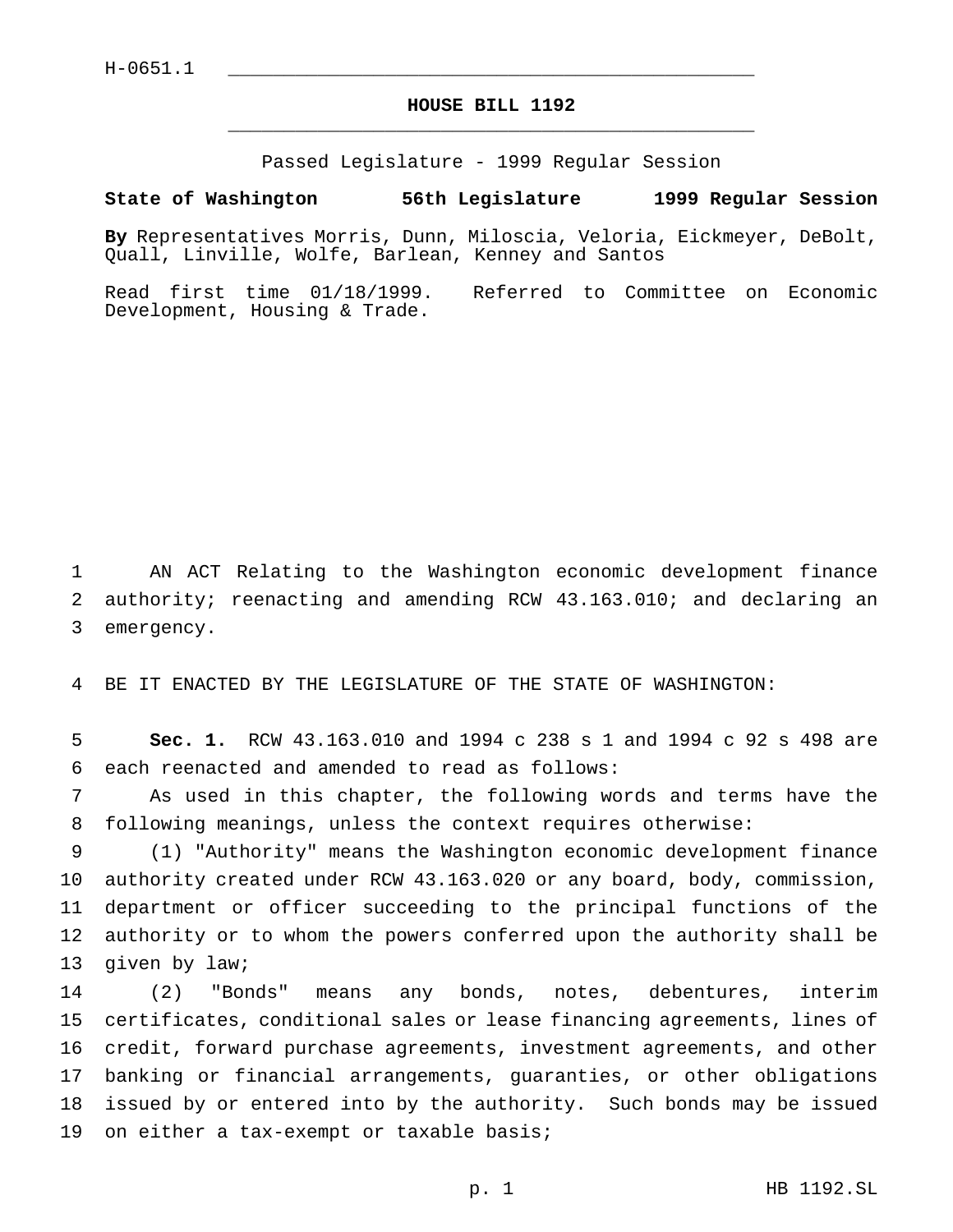H-0651.1

# HOUSE BILL 1192

Passed Legislature - 1999 Regular Session

**State of Washington 56th Legislature 1999 Regular Session**

**By** Representatives Morris, Dunn, Miloscia, Veloria, Eickmeyer, DeBolt, Quall, Linville, Wolfe, Barlean, Kenney and Santos

Read first time 01/18/1999. Referred to Committee on Economic Development, Housing & Trade.

1 AN ACT Relating to the Washington economic development finance
2 authority; reenacting and amending RCW 43.163.010; and declaring an
3 emergency.

4 BE IT ENACTED BY THE LEGISLATURE OF THE STATE OF WASHINGTON:

5 **Sec. 1.** RCW 43.163.010 and 1994 c 238 s 1 and 1994 c 92 s 498 are
6 each reenacted and amended to read as follows:
7 As used in this chapter, the following words and terms have the
8 following meanings, unless the context requires otherwise:
9 (1) "Authority" means the Washington economic development finance
10 authority created under RCW 43.163.020 or any board, body, commission,
11 department or officer succeeding to the principal functions of the
12 authority or to whom the powers conferred upon the authority shall be
13 given by law;
14 (2) "Bonds" means any bonds, notes, debentures, interim
15 certificates, conditional sales or lease financing agreements, lines of
16 credit, forward purchase agreements, investment agreements, and other
17 banking or financial arrangements, guaranties, or other obligations
18 issued by or entered into by the authority. Such bonds may be issued
19 on either a tax-exempt or taxable basis;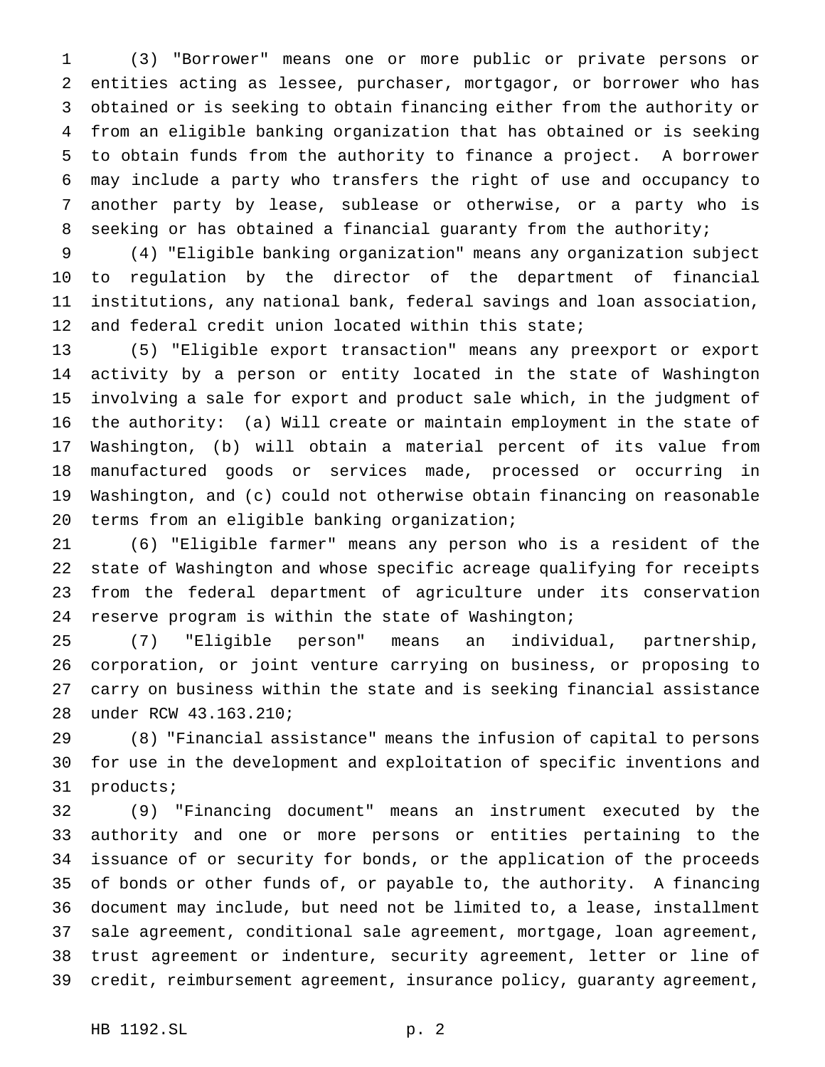(3) "Borrower" means one or more public or private persons or entities acting as lessee, purchaser, mortgagor, or borrower who has obtained or is seeking to obtain financing either from the authority or from an eligible banking organization that has obtained or is seeking to obtain funds from the authority to finance a project. A borrower may include a party who transfers the right of use and occupancy to another party by lease, sublease or otherwise, or a party who is seeking or has obtained a financial guaranty from the authority;

(4) "Eligible banking organization" means any organization subject to regulation by the director of the department of financial institutions, any national bank, federal savings and loan association, and federal credit union located within this state;

(5) "Eligible export transaction" means any preexport or export activity by a person or entity located in the state of Washington involving a sale for export and product sale which, in the judgment of the authority: (a) Will create or maintain employment in the state of Washington, (b) will obtain a material percent of its value from manufactured goods or services made, processed or occurring in Washington, and (c) could not otherwise obtain financing on reasonable terms from an eligible banking organization;

(6) "Eligible farmer" means any person who is a resident of the state of Washington and whose specific acreage qualifying for receipts from the federal department of agriculture under its conservation reserve program is within the state of Washington;

(7) "Eligible person" means an individual, partnership, corporation, or joint venture carrying on business, or proposing to carry on business within the state and is seeking financial assistance under RCW 43.163.210;

(8) "Financial assistance" means the infusion of capital to persons for use in the development and exploitation of specific inventions and products;

(9) "Financing document" means an instrument executed by the authority and one or more persons or entities pertaining to the issuance of or security for bonds, or the application of the proceeds of bonds or other funds of, or payable to, the authority. A financing document may include, but need not be limited to, a lease, installment sale agreement, conditional sale agreement, mortgage, loan agreement, trust agreement or indenture, security agreement, letter or line of credit, reimbursement agreement, insurance policy, guaranty agreement,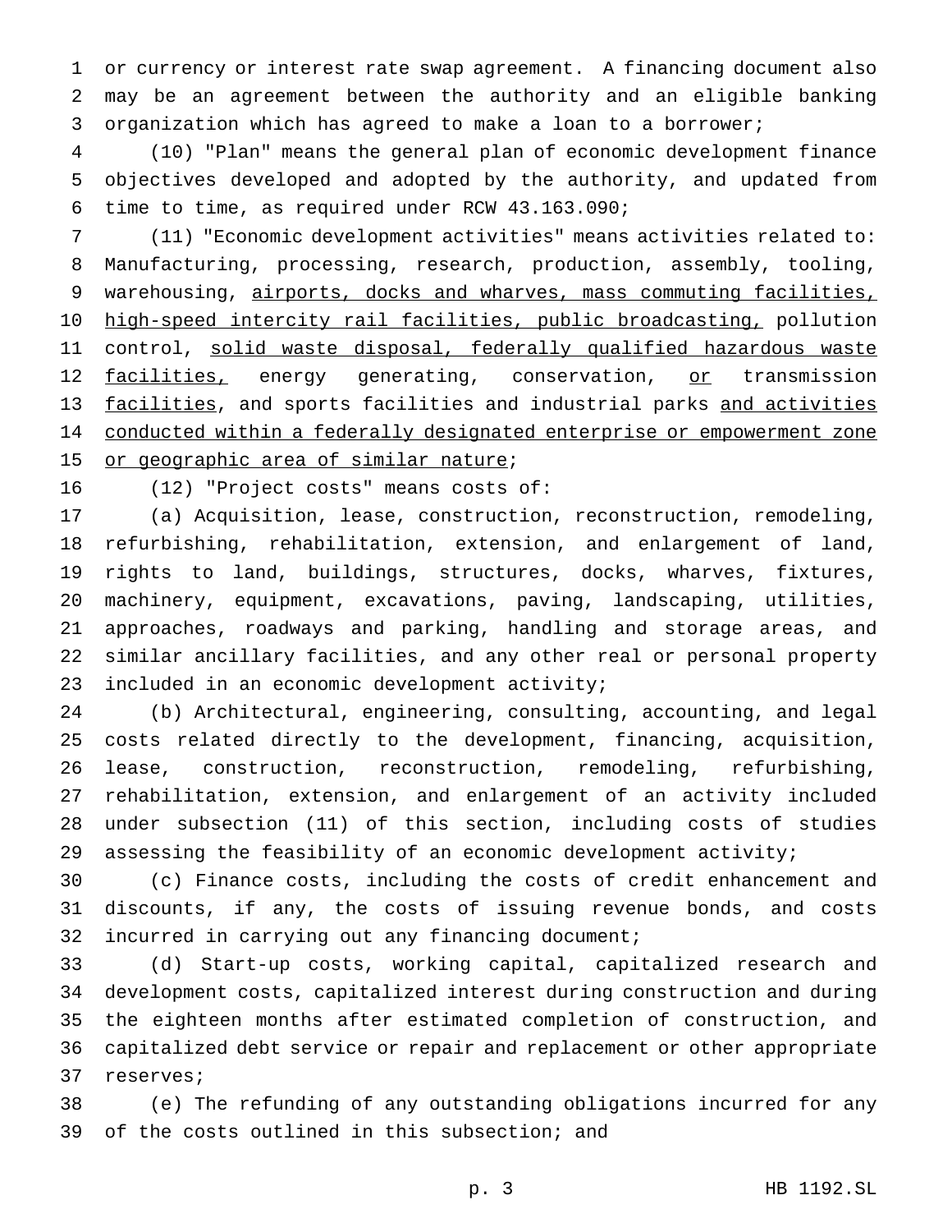or currency or interest rate swap agreement. A financing document also may be an agreement between the authority and an eligible banking organization which has agreed to make a loan to a borrower;

(10) "Plan" means the general plan of economic development finance objectives developed and adopted by the authority, and updated from time to time, as required under RCW 43.163.090;

(11) "Economic development activities" means activities related to: Manufacturing, processing, research, production, assembly, tooling, warehousing, <u>airports, docks and wharves, mass commuting facilities, high-speed intercity rail facilities, public broadcasting,</u> pollution control, <u>solid waste disposal, federally qualified hazardous waste facilities,</u> energy generating, conservation, <u>or</u> transmission <u>facilities</u>, and sports facilities and industrial parks <u>and activities conducted within a federally designated enterprise or empowerment zone or geographic area of similar nature</u>;

(12) "Project costs" means costs of:

(a) Acquisition, lease, construction, reconstruction, remodeling, refurbishing, rehabilitation, extension, and enlargement of land, rights to land, buildings, structures, docks, wharves, fixtures, machinery, equipment, excavations, paving, landscaping, utilities, approaches, roadways and parking, handling and storage areas, and similar ancillary facilities, and any other real or personal property included in an economic development activity;

(b) Architectural, engineering, consulting, accounting, and legal costs related directly to the development, financing, acquisition, lease, construction, reconstruction, remodeling, refurbishing, rehabilitation, extension, and enlargement of an activity included under subsection (11) of this section, including costs of studies assessing the feasibility of an economic development activity;

(c) Finance costs, including the costs of credit enhancement and discounts, if any, the costs of issuing revenue bonds, and costs incurred in carrying out any financing document;

(d) Start-up costs, working capital, capitalized research and development costs, capitalized interest during construction and during the eighteen months after estimated completion of construction, and capitalized debt service or repair and replacement or other appropriate reserves;

(e) The refunding of any outstanding obligations incurred for any of the costs outlined in this subsection; and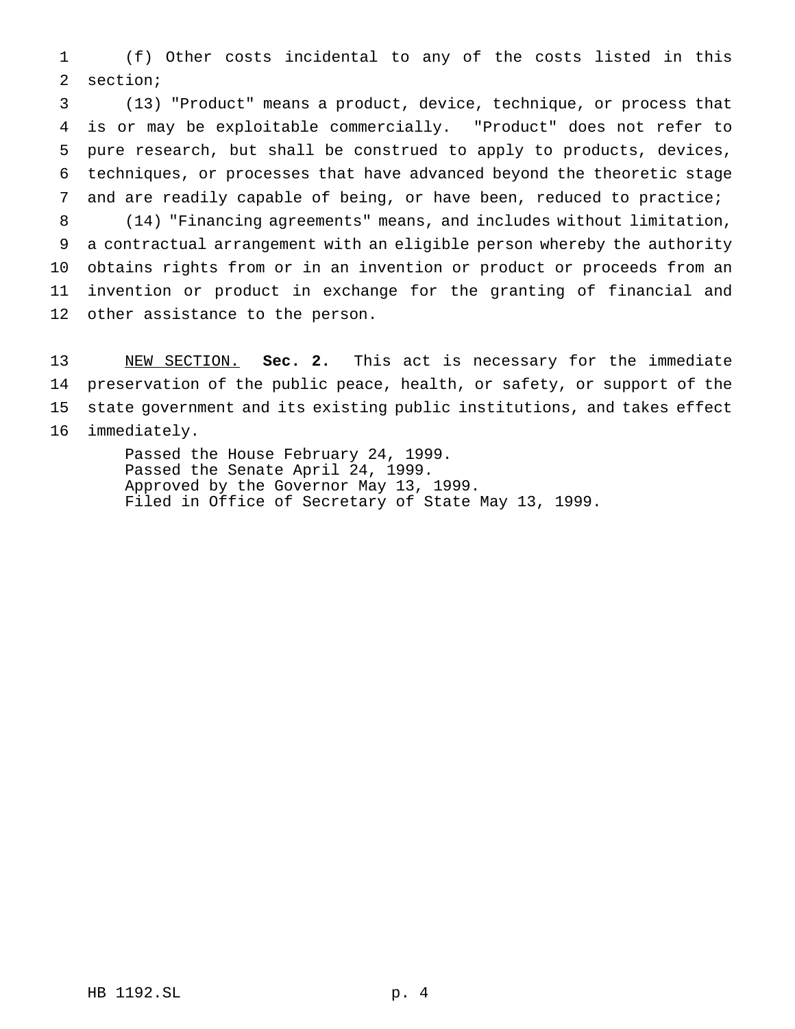(f) Other costs incidental to any of the costs listed in this section;

(13) "Product" means a product, device, technique, or process that is or may be exploitable commercially. "Product" does not refer to pure research, but shall be construed to apply to products, devices, techniques, or processes that have advanced beyond the theoretic stage and are readily capable of being, or have been, reduced to practice;

(14) "Financing agreements" means, and includes without limitation, a contractual arrangement with an eligible person whereby the authority obtains rights from or in an invention or product or proceeds from an invention or product in exchange for the granting of financial and other assistance to the person.

NEW SECTION. **Sec. 2.** This act is necessary for the immediate preservation of the public peace, health, or safety, or support of the state government and its existing public institutions, and takes effect immediately.

Passed the House February 24, 1999.
Passed the Senate April 24, 1999.
Approved by the Governor May 13, 1999.
Filed in Office of Secretary of State May 13, 1999.